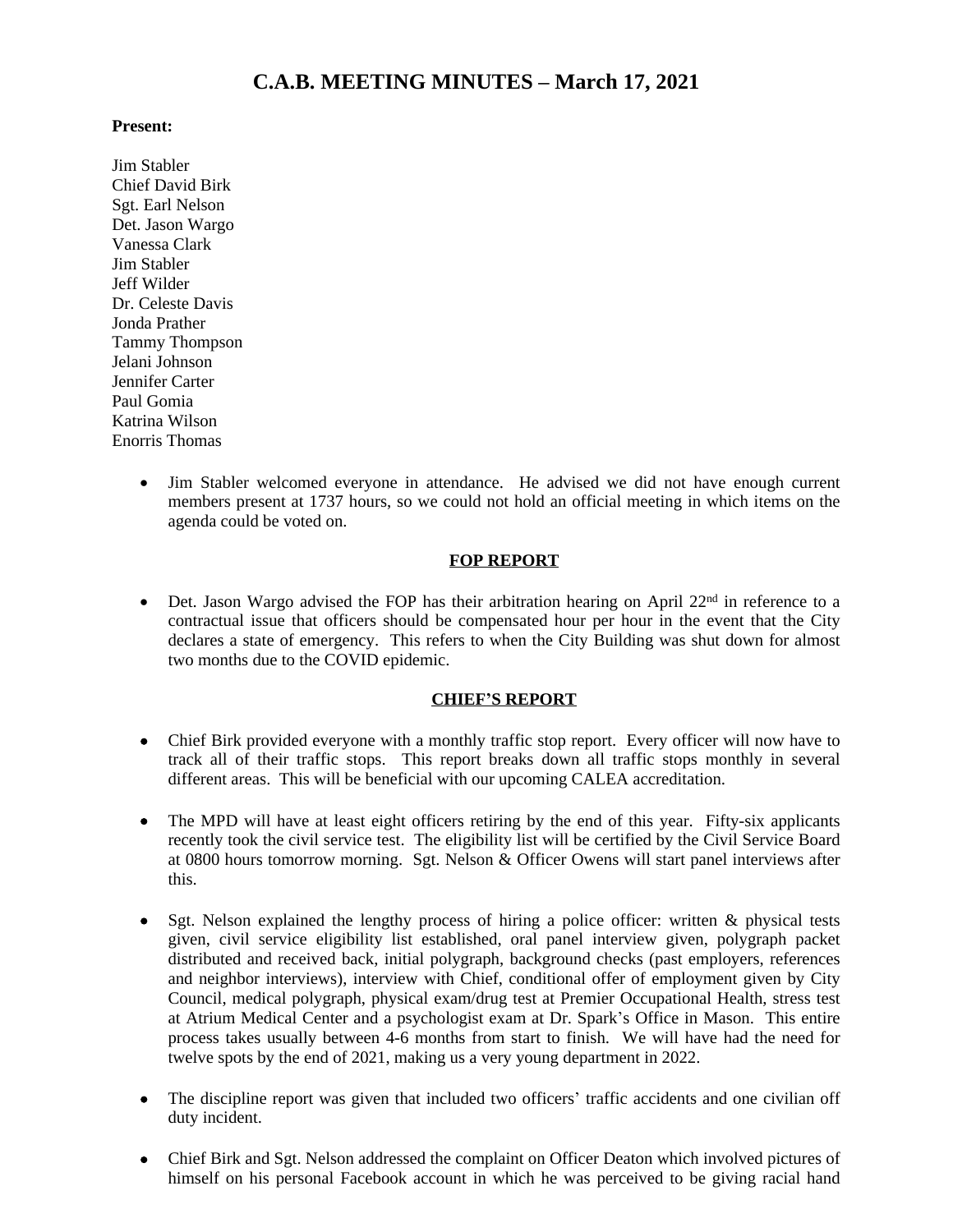# C.A.B. MEETING MINUTES – March 17, 2021

**Present:**

Jim Stabler
Chief David Birk
Sgt. Earl Nelson
Det. Jason Wargo
Vanessa Clark
Jim Stabler
Jeff Wilder
Dr. Celeste Davis
Jonda Prather
Tammy Thompson
Jelani Johnson
Jennifer Carter
Paul Gomia
Katrina Wilson
Enorris Thomas

- Jim Stabler welcomed everyone in attendance. He advised we did not have enough current members present at 1737 hours, so we could not hold an official meeting in which items on the agenda could be voted on.

## FOP REPORT

- Det. Jason Wargo advised the FOP has their arbitration hearing on April 22nd in reference to a contractual issue that officers should be compensated hour per hour in the event that the City declares a state of emergency. This refers to when the City Building was shut down for almost two months due to the COVID epidemic.

## CHIEF'S REPORT

- Chief Birk provided everyone with a monthly traffic stop report. Every officer will now have to track all of their traffic stops. This report breaks down all traffic stops monthly in several different areas. This will be beneficial with our upcoming CALEA accreditation.

- The MPD will have at least eight officers retiring by the end of this year. Fifty-six applicants recently took the civil service test. The eligibility list will be certified by the Civil Service Board at 0800 hours tomorrow morning. Sgt. Nelson & Officer Owens will start panel interviews after this.

- Sgt. Nelson explained the lengthy process of hiring a police officer: written & physical tests given, civil service eligibility list established, oral panel interview given, polygraph packet distributed and received back, initial polygraph, background checks (past employers, references and neighbor interviews), interview with Chief, conditional offer of employment given by City Council, medical polygraph, physical exam/drug test at Premier Occupational Health, stress test at Atrium Medical Center and a psychologist exam at Dr. Spark's Office in Mason. This entire process takes usually between 4-6 months from start to finish. We will have had the need for twelve spots by the end of 2021, making us a very young department in 2022.

- The discipline report was given that included two officers' traffic accidents and one civilian off duty incident.

- Chief Birk and Sgt. Nelson addressed the complaint on Officer Deaton which involved pictures of himself on his personal Facebook account in which he was perceived to be giving racial hand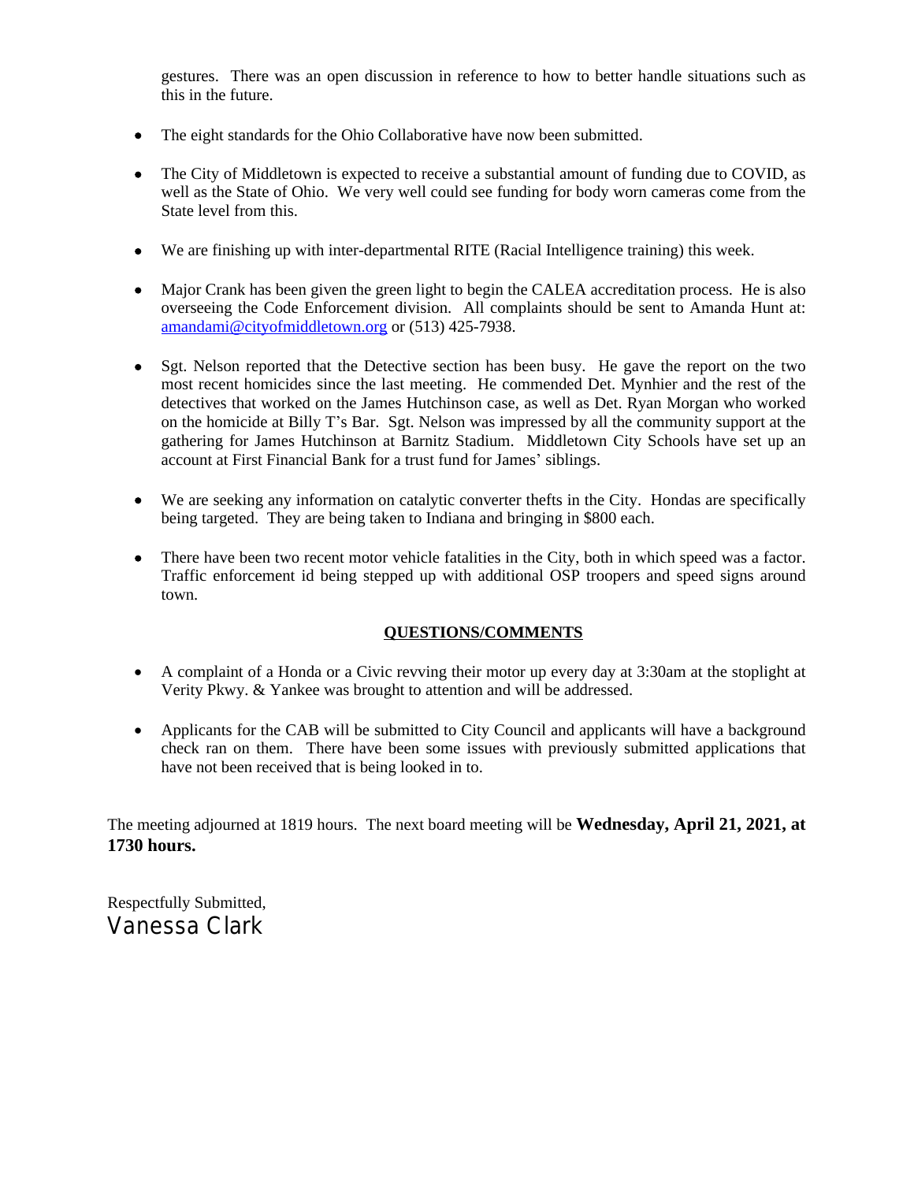gestures. There was an open discussion in reference to how to better handle situations such as this in the future.

- The eight standards for the Ohio Collaborative have now been submitted.

- The City of Middletown is expected to receive a substantial amount of funding due to COVID, as well as the State of Ohio. We very well could see funding for body worn cameras come from the State level from this.

- We are finishing up with inter-departmental RITE (Racial Intelligence training) this week.

- Major Crank has been given the green light to begin the CALEA accreditation process. He is also overseeing the Code Enforcement division. All complaints should be sent to Amanda Hunt at: amandami@cityofmiddletown.org or (513) 425-7938.

- Sgt. Nelson reported that the Detective section has been busy. He gave the report on the two most recent homicides since the last meeting. He commended Det. Mynhier and the rest of the detectives that worked on the James Hutchinson case, as well as Det. Ryan Morgan who worked on the homicide at Billy T's Bar. Sgt. Nelson was impressed by all the community support at the gathering for James Hutchinson at Barnitz Stadium. Middletown City Schools have set up an account at First Financial Bank for a trust fund for James' siblings.

- We are seeking any information on catalytic converter thefts in the City. Hondas are specifically being targeted. They are being taken to Indiana and bringing in $800 each.

- There have been two recent motor vehicle fatalities in the City, both in which speed was a factor. Traffic enforcement id being stepped up with additional OSP troopers and speed signs around town.

## QUESTIONS/COMMENTS

- A complaint of a Honda or a Civic revving their motor up every day at 3:30am at the stoplight at Verity Pkwy. & Yankee was brought to attention and will be addressed.

- Applicants for the CAB will be submitted to City Council and applicants will have a background check ran on them. There have been some issues with previously submitted applications that have not been received that is being looked in to.

The meeting adjourned at 1819 hours. The next board meeting will be **Wednesday, April 21, 2021, at 1730 hours.**

Respectfully Submitted,
Vanessa Clark